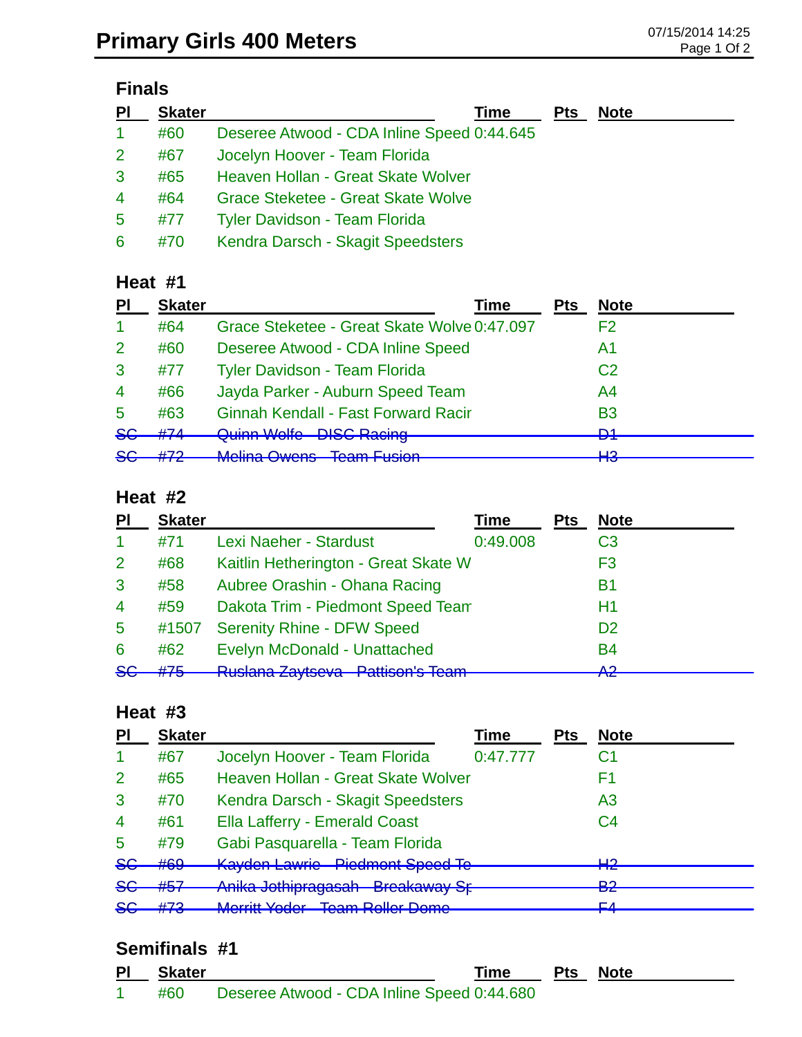# Primary Girls 400 Meters

07/15/2014 14:25

## Finals

| Pl | Skater | | Time | Pts | Note |
|---|---|---|---|---|---|
| 1 | #60 | Deseree Atwood - CDA Inline Speed | 0:44.645 | | |
| 2 | #67 | Jocelyn Hoover - Team Florida | | | |
| 3 | #65 | Heaven Hollan - Great Skate Wolver | | | |
| 4 | #64 | Grace Steketee - Great Skate Wolve | | | |
| 5 | #77 | Tyler Davidson - Team Florida | | | |
| 6 | #70 | Kendra Darsch - Skagit Speedsters | | | |

## Heat #1

| Pl | Skater | | Time | Pts | Note |
|---|---|---|---|---|---|
| 1 | #64 | Grace Steketee - Great Skate Wolve | 0:47.097 | | F2 |
| 2 | #60 | Deseree Atwood - CDA Inline Speed | | | A1 |
| 3 | #77 | Tyler Davidson - Team Florida | | | C2 |
| 4 | #66 | Jayda Parker - Auburn Speed Team | | | A4 |
| 5 | #63 | Ginnah Kendall - Fast Forward Racir | | | B3 |
| ~~SC~~ | ~~#74~~ | ~~Quinn Wolfe - DISC Racing~~ | | | ~~D1~~ |
| ~~SC~~ | ~~#72~~ | ~~Melina Owens - Team Fusion~~ | | | ~~H3~~ |

## Heat #2

| Pl | Skater | | Time | Pts | Note |
|---|---|---|---|---|---|
| 1 | #71 | Lexi Naeher - Stardust | 0:49.008 | | C3 |
| 2 | #68 | Kaitlin Hetherington - Great Skate W | | | F3 |
| 3 | #58 | Aubree Orashin - Ohana Racing | | | B1 |
| 4 | #59 | Dakota Trim - Piedmont Speed Team | | | H1 |
| 5 | #1507 | Serenity Rhine - DFW Speed | | | D2 |
| 6 | #62 | Evelyn McDonald - Unattached | | | B4 |
| ~~SC~~ | ~~#75~~ | ~~Ruslana Zaytseva - Pattison's Team~~ | | | ~~A2~~ |

## Heat #3

| Pl | Skater | | Time | Pts | Note |
|---|---|---|---|---|---|
| 1 | #67 | Jocelyn Hoover - Team Florida | 0:47.777 | | C1 |
| 2 | #65 | Heaven Hollan - Great Skate Wolver | | | F1 |
| 3 | #70 | Kendra Darsch - Skagit Speedsters | | | A3 |
| 4 | #61 | Ella Lafferty - Emerald Coast | | | C4 |
| 5 | #79 | Gabi Pasquarella - Team Florida | | | |
| ~~SC~~ | ~~#69~~ | ~~Kayden Lawrie - Piedmont Speed Te~~ | | | ~~H2~~ |
| ~~SC~~ | ~~#57~~ | ~~Anika Jothipragasah - Breakaway Sp~~ | | | ~~B2~~ |
| ~~SC~~ | ~~#73~~ | ~~Merritt Yoder - Team Roller Dome~~ | | | ~~F4~~ |

## Semifinals #1

| Pl | Skater | | Time | Pts | Note |
|---|---|---|---|---|---|
| 1 | #60 | Deseree Atwood - CDA Inline Speed | 0:44.680 | | |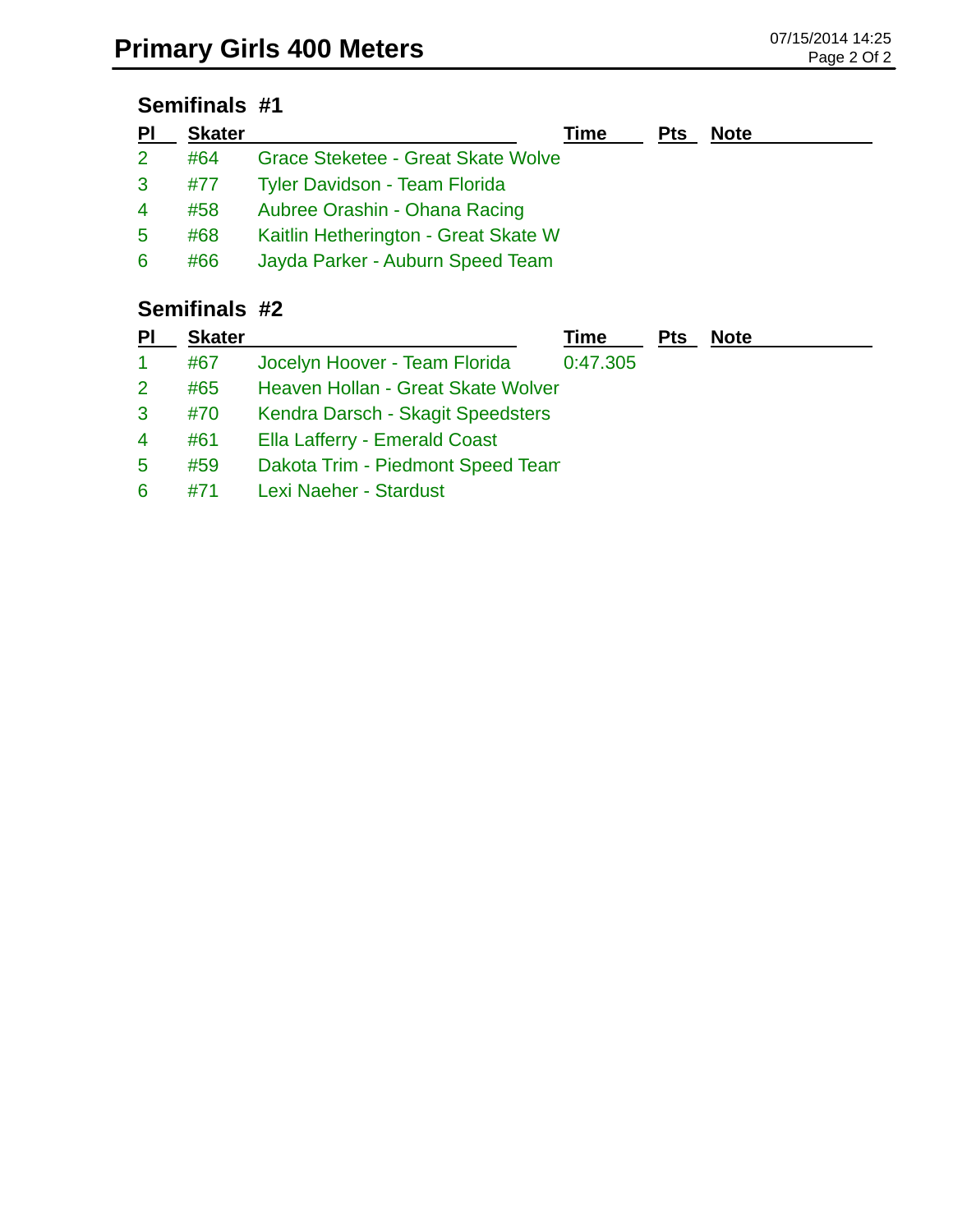# Primary Girls 400 Meters

07/15/2014 14:25

## Semifinals #1

| Pl | Skater | | Time | Pts | Note |
|---|---|---|---|---|---|
| 2 | #64 | Grace Steketee - Great Skate Wolve | | | |
| 3 | #77 | Tyler Davidson - Team Florida | | | |
| 4 | #58 | Aubree Orashin - Ohana Racing | | | |
| 5 | #68 | Kaitlin Hetherington - Great Skate W | | | |
| 6 | #66 | Jayda Parker - Auburn Speed Team | | | |

## Semifinals #2

| Pl | Skater | | Time | Pts | Note |
|---|---|---|---|---|---|
| 1 | #67 | Jocelyn Hoover - Team Florida | 0:47.305 | | |
| 2 | #65 | Heaven Hollan - Great Skate Wolver | | | |
| 3 | #70 | Kendra Darsch - Skagit Speedsters | | | |
| 4 | #61 | Ella Lafferry - Emerald Coast | | | |
| 5 | #59 | Dakota Trim - Piedmont Speed Team | | | |
| 6 | #71 | Lexi Naeher - Stardust | | | |